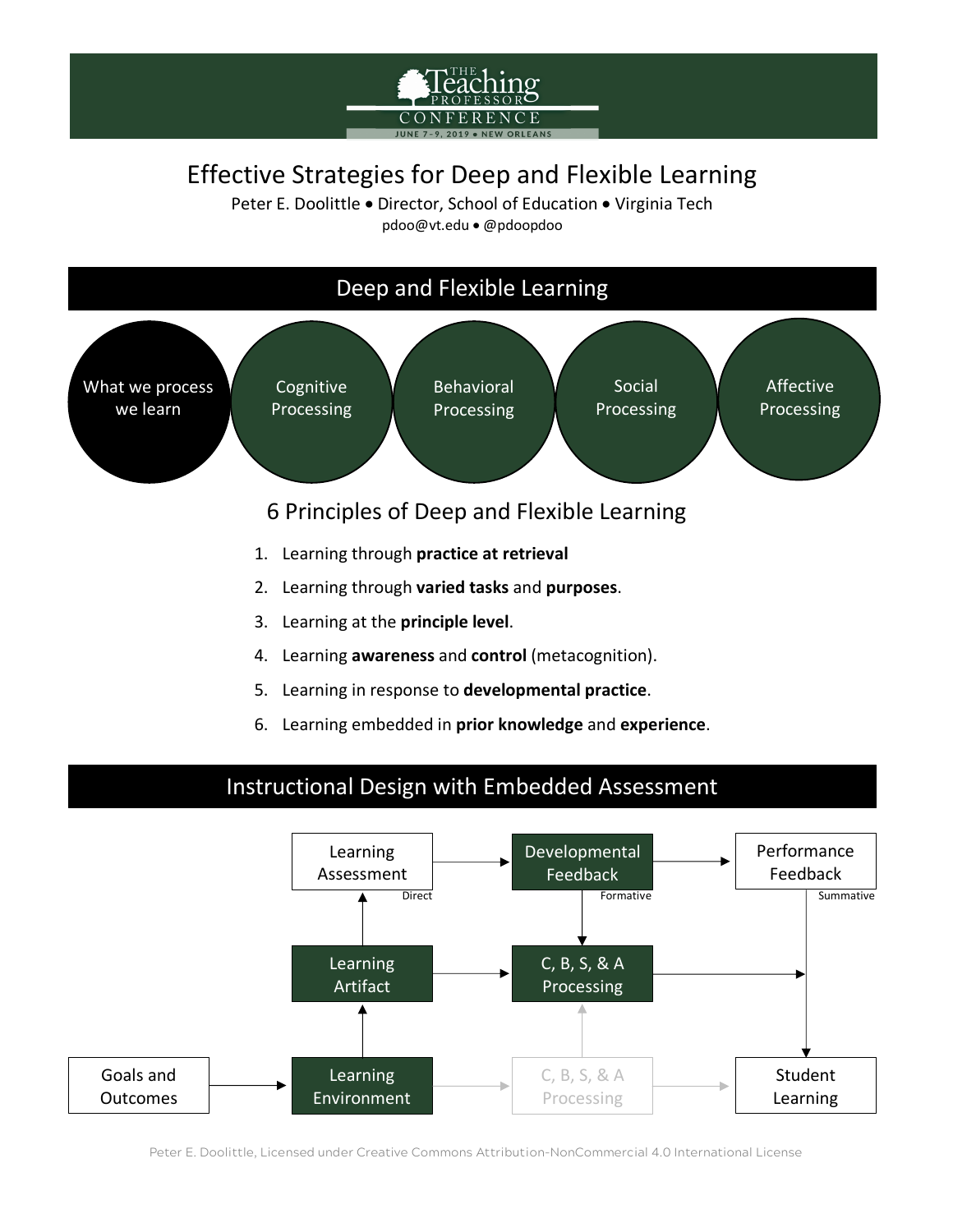The Teaching Professor Conference
JUNE 7–9, 2019 • NEW ORLEANS

# Effective Strategies for Deep and Flexible Learning

Peter E. Doolittle • Director, School of Education • Virginia Tech
pdoo@vt.edu • @pdoopdoo

## Deep and Flexible Learning

What we process we learn

Cognitive Processing

Behavioral Processing

Social Processing

Affective Processing

### 6 Principles of Deep and Flexible Learning

1. Learning through **practice at retrieval**
2. Learning through **varied tasks** and **purposes**.
3. Learning at the **principle level**.
4. Learning **awareness** and **control** (metacognition).
5. Learning in response to **developmental practice**.
6. Learning embedded in **prior knowledge** and **experience**.

## Instructional Design with Embedded Assessment

Goals and Outcomes → Learning Environment

Learning Environment → Learning Artifact → Learning Assessment (Direct)

Learning Environment → C, B, S, & A Processing → Student Learning

Learning Assessment → Developmental Feedback (Formative) → Performance Feedback (Summative) → Student Learning

Developmental Feedback → C, B, S, & A Processing

Learning Artifact → C, B, S, & A Processing → Student Learning

Peter E. Doolittle, Licensed under Creative Commons Attribution-NonCommercial 4.0 International License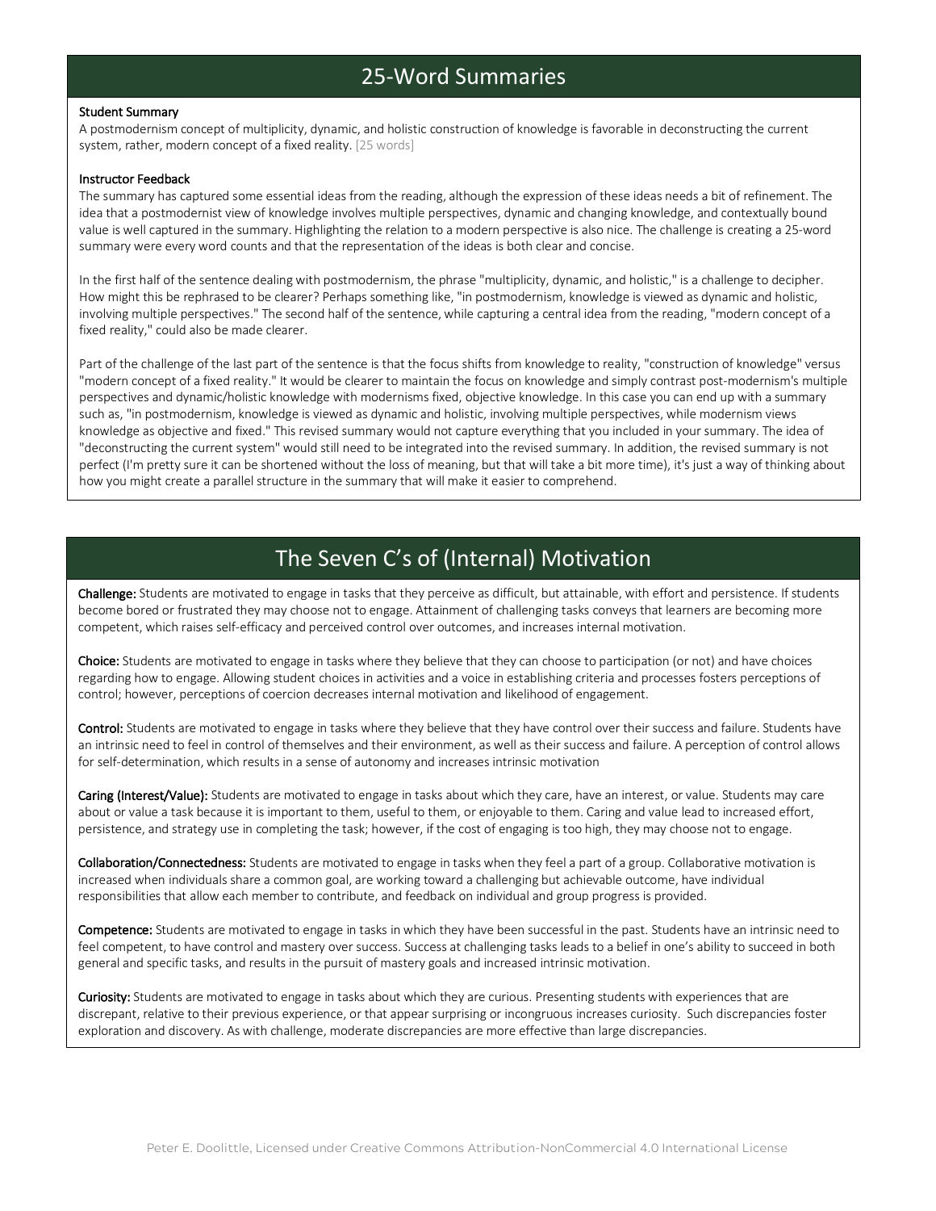## 25-Word Summaries

**Student Summary**

A postmodernism concept of multiplicity, dynamic, and holistic construction of knowledge is favorable in deconstructing the current system, rather, modern concept of a fixed reality. [25 words]

**Instructor Feedback**

The summary has captured some essential ideas from the reading, although the expression of these ideas needs a bit of refinement. The idea that a postmodernist view of knowledge involves multiple perspectives, dynamic and changing knowledge, and contextually bound value is well captured in the summary. Highlighting the relation to a modern perspective is also nice. The challenge is creating a 25-word summary were every word counts and that the representation of the ideas is both clear and concise.

In the first half of the sentence dealing with postmodernism, the phrase "multiplicity, dynamic, and holistic," is a challenge to decipher. How might this be rephrased to be clearer? Perhaps something like, "in postmodernism, knowledge is viewed as dynamic and holistic, involving multiple perspectives." The second half of the sentence, while capturing a central idea from the reading, "modern concept of a fixed reality," could also be made clearer.

Part of the challenge of the last part of the sentence is that the focus shifts from knowledge to reality, "construction of knowledge" versus "modern concept of a fixed reality." It would be clearer to maintain the focus on knowledge and simply contrast post-modernism's multiple perspectives and dynamic/holistic knowledge with modernisms fixed, objective knowledge. In this case you can end up with a summary such as, "in postmodernism, knowledge is viewed as dynamic and holistic, involving multiple perspectives, while modernism views knowledge as objective and fixed." This revised summary would not capture everything that you included in your summary. The idea of "deconstructing the current system" would still need to be integrated into the revised summary. In addition, the revised summary is not perfect (I'm pretty sure it can be shortened without the loss of meaning, but that will take a bit more time), it's just a way of thinking about how you might create a parallel structure in the summary that will make it easier to comprehend.

## The Seven C's of (Internal) Motivation

**Challenge:** Students are motivated to engage in tasks that they perceive as difficult, but attainable, with effort and persistence. If students become bored or frustrated they may choose not to engage. Attainment of challenging tasks conveys that learners are becoming more competent, which raises self-efficacy and perceived control over outcomes, and increases internal motivation.

**Choice:** Students are motivated to engage in tasks where they believe that they can choose to participation (or not) and have choices regarding how to engage. Allowing student choices in activities and a voice in establishing criteria and processes fosters perceptions of control; however, perceptions of coercion decreases internal motivation and likelihood of engagement.

**Control:** Students are motivated to engage in tasks where they believe that they have control over their success and failure. Students have an intrinsic need to feel in control of themselves and their environment, as well as their success and failure. A perception of control allows for self-determination, which results in a sense of autonomy and increases intrinsic motivation

**Caring (Interest/Value):** Students are motivated to engage in tasks about which they care, have an interest, or value. Students may care about or value a task because it is important to them, useful to them, or enjoyable to them. Caring and value lead to increased effort, persistence, and strategy use in completing the task; however, if the cost of engaging is too high, they may choose not to engage.

**Collaboration/Connectedness:** Students are motivated to engage in tasks when they feel a part of a group. Collaborative motivation is increased when individuals share a common goal, are working toward a challenging but achievable outcome, have individual responsibilities that allow each member to contribute, and feedback on individual and group progress is provided.

**Competence:** Students are motivated to engage in tasks in which they have been successful in the past. Students have an intrinsic need to feel competent, to have control and mastery over success. Success at challenging tasks leads to a belief in one's ability to succeed in both general and specific tasks, and results in the pursuit of mastery goals and increased intrinsic motivation.

**Curiosity:** Students are motivated to engage in tasks about which they are curious. Presenting students with experiences that are discrepant, relative to their previous experience, or that appear surprising or incongruous increases curiosity. Such discrepancies foster exploration and discovery. As with challenge, moderate discrepancies are more effective than large discrepancies.

Peter E. Doolittle, Licensed under Creative Commons Attribution-NonCommercial 4.0 International License